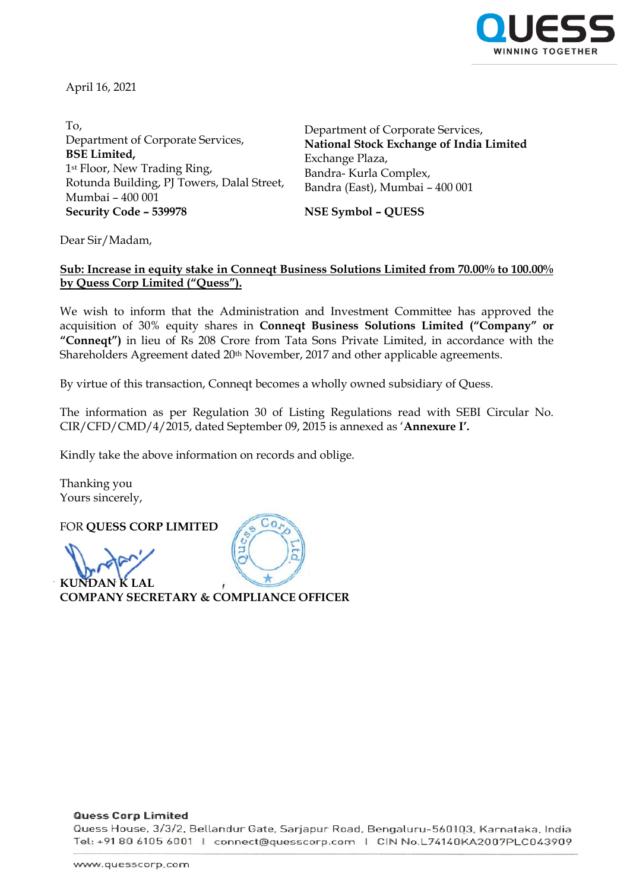April 16, 2021

To,
Department of Corporate Services,
**BSE Limited,**
1st Floor, New Trading Ring,
Rotunda Building, PJ Towers, Dalal Street,
Mumbai – 400 001
**Security Code – 539978**

Department of Corporate Services,
**National Stock Exchange of India Limited**
Exchange Plaza,
Bandra- Kurla Complex,
Bandra (East), Mumbai – 400 001

**NSE Symbol – QUESS**

Dear Sir/Madam,

**Sub: Increase in equity stake in Conneqt Business Solutions Limited from 70.00% to 100.00% by Quess Corp Limited ("Quess").**

We wish to inform that the Administration and Investment Committee has approved the acquisition of 30% equity shares in **Conneqt Business Solutions Limited ("Company" or "Conneqt")** in lieu of Rs 208 Crore from Tata Sons Private Limited, in accordance with the Shareholders Agreement dated 20th November, 2017 and other applicable agreements.

By virtue of this transaction, Conneqt becomes a wholly owned subsidiary of Quess.

The information as per Regulation 30 of Listing Regulations read with SEBI Circular No. CIR/CFD/CMD/4/2015, dated September 09, 2015 is annexed as '**Annexure I'.**

Kindly take the above information on records and oblige.

Thanking you
Yours sincerely,

FOR **QUESS CORP LIMITED**

**KUNDAN K LAL**
**COMPANY SECRETARY & COMPLIANCE OFFICER**

**Quess Corp Limited**
Quess House, 3/3/2, Bellandur Gate, Sarjapur Road, Bengaluru-560103, Karnataka, India
Tel: +91 80 6105 6001 | connect@quesscorp.com | CIN No.L74140KA2007PLC043909

www.quesscorp.com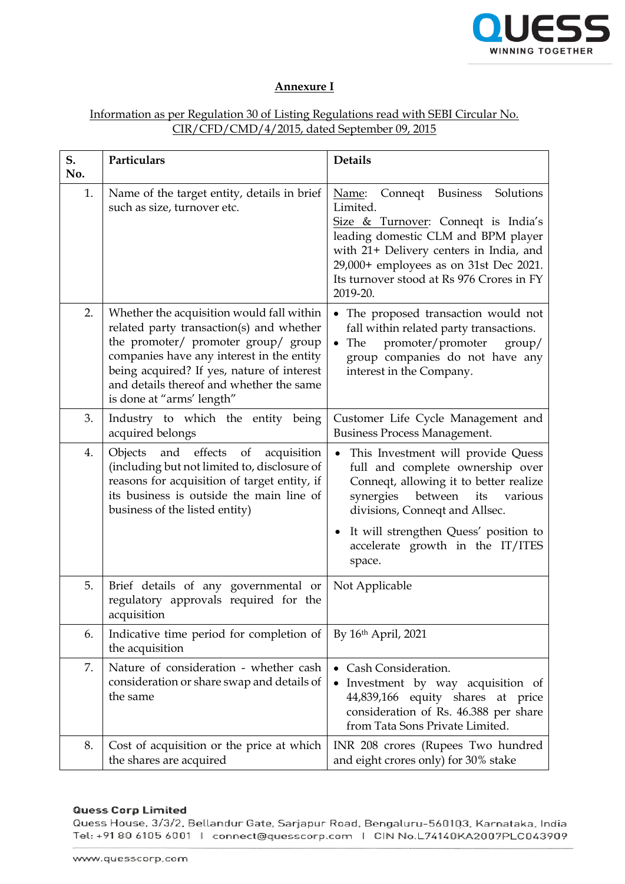## Annexure I

Information as per Regulation 30 of Listing Regulations read with SEBI Circular No. CIR/CFD/CMD/4/2015, dated September 09, 2015

| S. No. | Particulars | Details |
|---|---|---|
| 1. | Name of the target entity, details in brief such as size, turnover etc. | Name: Conneqt Business Solutions Limited.<br>Size & Turnover: Conneqt is India's leading domestic CLM and BPM player with 21+ Delivery centers in India, and 29,000+ employees as on 31st Dec 2021. Its turnover stood at Rs 976 Crores in FY 2019-20. |
| 2. | Whether the acquisition would fall within related party transaction(s) and whether the promoter/ promoter group/ group companies have any interest in the entity being acquired? If yes, nature of interest and details thereof and whether the same is done at "arms' length" | • The proposed transaction would not fall within related party transactions.<br>• The promoter/promoter group/ group companies do not have any interest in the Company. |
| 3. | Industry to which the entity being acquired belongs | Customer Life Cycle Management and Business Process Management. |
| 4. | Objects and effects of acquisition (including but not limited to, disclosure of reasons for acquisition of target entity, if its business is outside the main line of business of the listed entity) | • This Investment will provide Quess full and complete ownership over Conneqt, allowing it to better realize synergies between its various divisions, Conneqt and Allsec.<br>• It will strengthen Quess' position to accelerate growth in the IT/ITES space. |
| 5. | Brief details of any governmental or regulatory approvals required for the acquisition | Not Applicable |
| 6. | Indicative time period for completion of the acquisition | By 16th April, 2021 |
| 7. | Nature of consideration - whether cash consideration or share swap and details of the same | • Cash Consideration.<br>• Investment by way acquisition of 44,839,166 equity shares at price consideration of Rs. 46.388 per share from Tata Sons Private Limited. |
| 8. | Cost of acquisition or the price at which the shares are acquired | INR 208 crores (Rupees Two hundred and eight crores only) for 30% stake |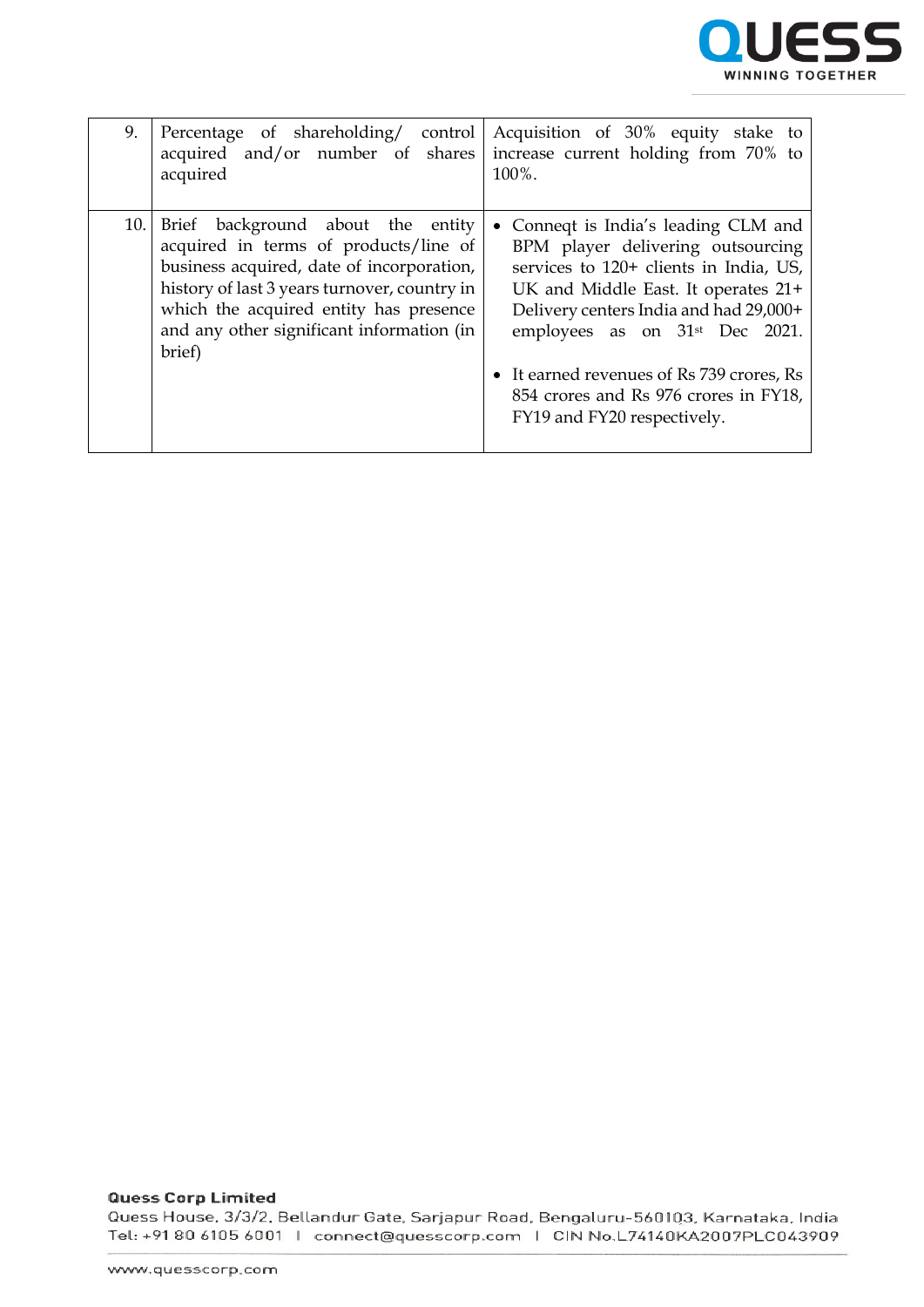| | | |
|---|---|---|
| 9. | Percentage of shareholding/ control acquired and/or number of shares acquired | Acquisition of 30% equity stake to increase current holding from 70% to 100%. |
| 10. | Brief background about the entity acquired in terms of products/line of business acquired, date of incorporation, history of last 3 years turnover, country in which the acquired entity has presence and any other significant information (in brief) | • Conneqt is India's leading CLM and BPM player delivering outsourcing services to 120+ clients in India, US, UK and Middle East. It operates 21+ Delivery centers India and had 29,000+ employees as on 31st Dec 2021.<br>• It earned revenues of Rs 739 crores, Rs 854 crores and Rs 976 crores in FY18, FY19 and FY20 respectively. |

**Quess Corp Limited**
Quess House, 3/3/2, Bellandur Gate, Sarjapur Road, Bengaluru-560103, Karnataka, India
Tel: +91 80 6105 6001 | connect@quesscorp.com | CIN No.L74140KA2007PLC043909

www.quesscorp.com